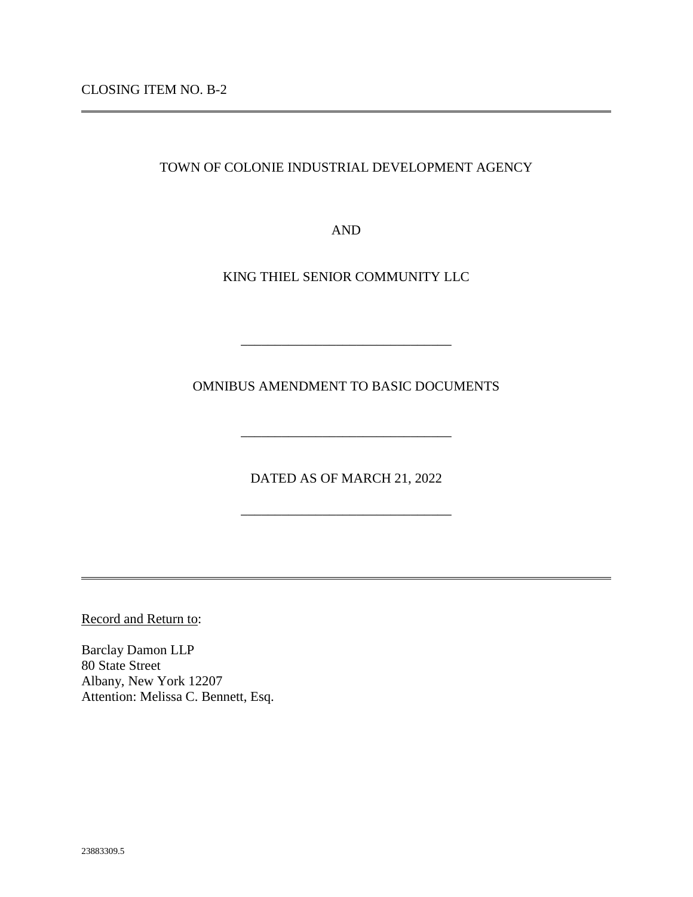CLOSING ITEM NO. B-2

---

TOWN OF COLONIE INDUSTRIAL DEVELOPMENT AGENCY

AND

KING THIEL SENIOR COMMUNITY LLC

---

# OMNIBUS AMENDMENT TO BASIC DOCUMENTS

---

DATED AS OF MARCH 21, 2022

---

Record and Return to:

Barclay Damon LLP
80 State Street
Albany, New York 12207
Attention: Melissa C. Bennett, Esq.

23883309.5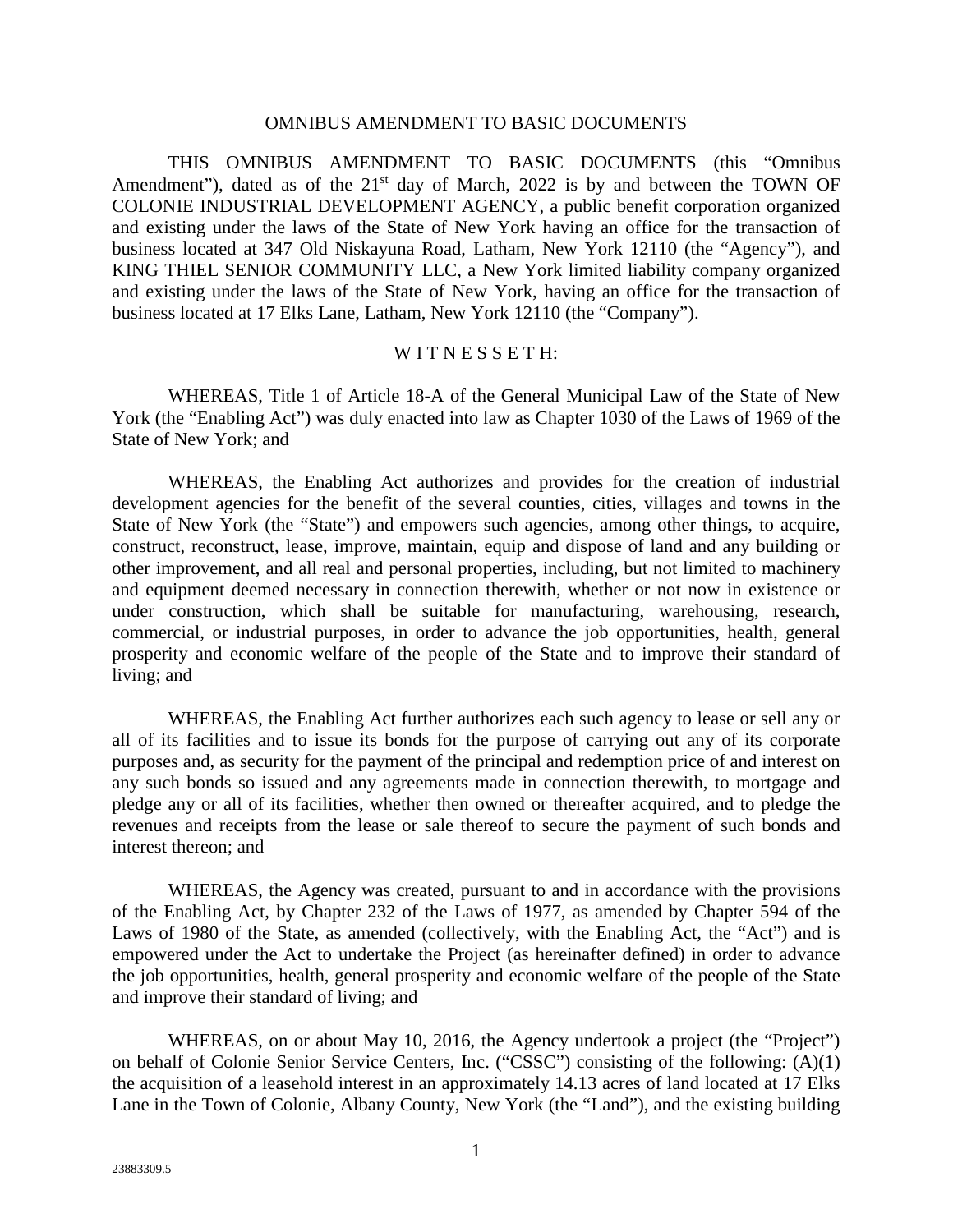OMNIBUS AMENDMENT TO BASIC DOCUMENTS

THIS OMNIBUS AMENDMENT TO BASIC DOCUMENTS (this "Omnibus Amendment"), dated as of the 21st day of March, 2022 is by and between the TOWN OF COLONIE INDUSTRIAL DEVELOPMENT AGENCY, a public benefit corporation organized and existing under the laws of the State of New York having an office for the transaction of business located at 347 Old Niskayuna Road, Latham, New York 12110 (the "Agency"), and KING THIEL SENIOR COMMUNITY LLC, a New York limited liability company organized and existing under the laws of the State of New York, having an office for the transaction of business located at 17 Elks Lane, Latham, New York 12110 (the "Company").

W I T N E S S E T H:

WHEREAS, Title 1 of Article 18-A of the General Municipal Law of the State of New York (the "Enabling Act") was duly enacted into law as Chapter 1030 of the Laws of 1969 of the State of New York; and

WHEREAS, the Enabling Act authorizes and provides for the creation of industrial development agencies for the benefit of the several counties, cities, villages and towns in the State of New York (the "State") and empowers such agencies, among other things, to acquire, construct, reconstruct, lease, improve, maintain, equip and dispose of land and any building or other improvement, and all real and personal properties, including, but not limited to machinery and equipment deemed necessary in connection therewith, whether or not now in existence or under construction, which shall be suitable for manufacturing, warehousing, research, commercial, or industrial purposes, in order to advance the job opportunities, health, general prosperity and economic welfare of the people of the State and to improve their standard of living; and

WHEREAS, the Enabling Act further authorizes each such agency to lease or sell any or all of its facilities and to issue its bonds for the purpose of carrying out any of its corporate purposes and, as security for the payment of the principal and redemption price of and interest on any such bonds so issued and any agreements made in connection therewith, to mortgage and pledge any or all of its facilities, whether then owned or thereafter acquired, and to pledge the revenues and receipts from the lease or sale thereof to secure the payment of such bonds and interest thereon; and

WHEREAS, the Agency was created, pursuant to and in accordance with the provisions of the Enabling Act, by Chapter 232 of the Laws of 1977, as amended by Chapter 594 of the Laws of 1980 of the State, as amended (collectively, with the Enabling Act, the "Act") and is empowered under the Act to undertake the Project (as hereinafter defined) in order to advance the job opportunities, health, general prosperity and economic welfare of the people of the State and improve their standard of living; and

WHEREAS, on or about May 10, 2016, the Agency undertook a project (the "Project") on behalf of Colonie Senior Service Centers, Inc. ("CSSC") consisting of the following: (A)(1) the acquisition of a leasehold interest in an approximately 14.13 acres of land located at 17 Elks Lane in the Town of Colonie, Albany County, New York (the "Land"), and the existing building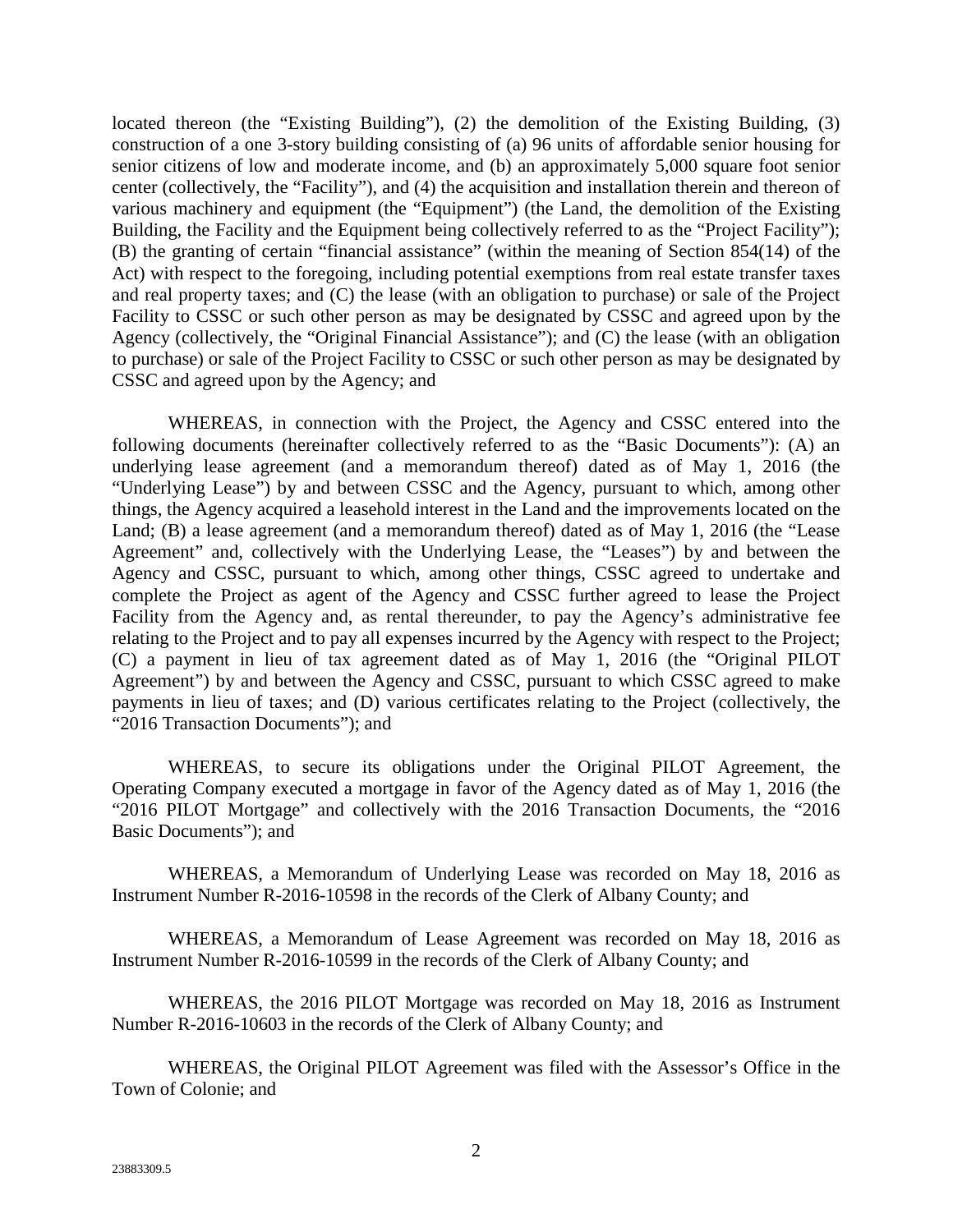located thereon (the "Existing Building"), (2) the demolition of the Existing Building, (3) construction of a one 3-story building consisting of (a) 96 units of affordable senior housing for senior citizens of low and moderate income, and (b) an approximately 5,000 square foot senior center (collectively, the "Facility"), and (4) the acquisition and installation therein and thereon of various machinery and equipment (the "Equipment") (the Land, the demolition of the Existing Building, the Facility and the Equipment being collectively referred to as the "Project Facility"); (B) the granting of certain "financial assistance" (within the meaning of Section 854(14) of the Act) with respect to the foregoing, including potential exemptions from real estate transfer taxes and real property taxes; and (C) the lease (with an obligation to purchase) or sale of the Project Facility to CSSC or such other person as may be designated by CSSC and agreed upon by the Agency (collectively, the "Original Financial Assistance"); and (C) the lease (with an obligation to purchase) or sale of the Project Facility to CSSC or such other person as may be designated by CSSC and agreed upon by the Agency; and

WHEREAS, in connection with the Project, the Agency and CSSC entered into the following documents (hereinafter collectively referred to as the "Basic Documents"): (A) an underlying lease agreement (and a memorandum thereof) dated as of May 1, 2016 (the "Underlying Lease") by and between CSSC and the Agency, pursuant to which, among other things, the Agency acquired a leasehold interest in the Land and the improvements located on the Land; (B) a lease agreement (and a memorandum thereof) dated as of May 1, 2016 (the "Lease Agreement" and, collectively with the Underlying Lease, the "Leases") by and between the Agency and CSSC, pursuant to which, among other things, CSSC agreed to undertake and complete the Project as agent of the Agency and CSSC further agreed to lease the Project Facility from the Agency and, as rental thereunder, to pay the Agency's administrative fee relating to the Project and to pay all expenses incurred by the Agency with respect to the Project; (C) a payment in lieu of tax agreement dated as of May 1, 2016 (the "Original PILOT Agreement") by and between the Agency and CSSC, pursuant to which CSSC agreed to make payments in lieu of taxes; and (D) various certificates relating to the Project (collectively, the "2016 Transaction Documents"); and

WHEREAS, to secure its obligations under the Original PILOT Agreement, the Operating Company executed a mortgage in favor of the Agency dated as of May 1, 2016 (the "2016 PILOT Mortgage" and collectively with the 2016 Transaction Documents, the "2016 Basic Documents"); and

WHEREAS, a Memorandum of Underlying Lease was recorded on May 18, 2016 as Instrument Number R-2016-10598 in the records of the Clerk of Albany County; and

WHEREAS, a Memorandum of Lease Agreement was recorded on May 18, 2016 as Instrument Number R-2016-10599 in the records of the Clerk of Albany County; and

WHEREAS, the 2016 PILOT Mortgage was recorded on May 18, 2016 as Instrument Number R-2016-10603 in the records of the Clerk of Albany County; and

WHEREAS, the Original PILOT Agreement was filed with the Assessor's Office in the Town of Colonie; and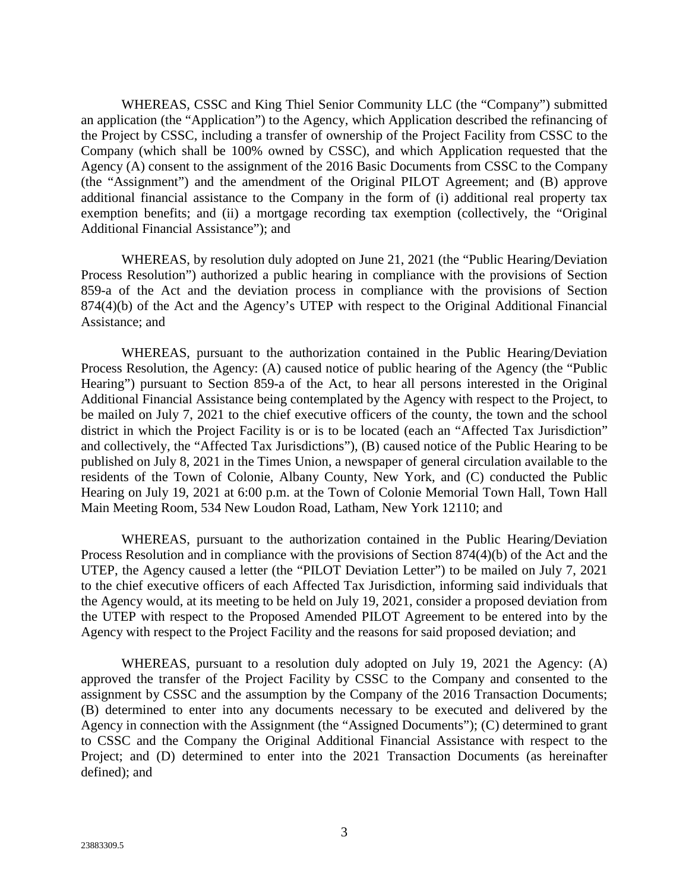WHEREAS, CSSC and King Thiel Senior Community LLC (the "Company") submitted an application (the "Application") to the Agency, which Application described the refinancing of the Project by CSSC, including a transfer of ownership of the Project Facility from CSSC to the Company (which shall be 100% owned by CSSC), and which Application requested that the Agency (A) consent to the assignment of the 2016 Basic Documents from CSSC to the Company (the "Assignment") and the amendment of the Original PILOT Agreement; and (B) approve additional financial assistance to the Company in the form of (i) additional real property tax exemption benefits; and (ii) a mortgage recording tax exemption (collectively, the "Original Additional Financial Assistance"); and

WHEREAS, by resolution duly adopted on June 21, 2021 (the "Public Hearing/Deviation Process Resolution") authorized a public hearing in compliance with the provisions of Section 859-a of the Act and the deviation process in compliance with the provisions of Section 874(4)(b) of the Act and the Agency's UTEP with respect to the Original Additional Financial Assistance; and

WHEREAS, pursuant to the authorization contained in the Public Hearing/Deviation Process Resolution, the Agency: (A) caused notice of public hearing of the Agency (the "Public Hearing") pursuant to Section 859-a of the Act, to hear all persons interested in the Original Additional Financial Assistance being contemplated by the Agency with respect to the Project, to be mailed on July 7, 2021 to the chief executive officers of the county, the town and the school district in which the Project Facility is or is to be located (each an "Affected Tax Jurisdiction" and collectively, the "Affected Tax Jurisdictions"), (B) caused notice of the Public Hearing to be published on July 8, 2021 in the Times Union, a newspaper of general circulation available to the residents of the Town of Colonie, Albany County, New York, and (C) conducted the Public Hearing on July 19, 2021 at 6:00 p.m. at the Town of Colonie Memorial Town Hall, Town Hall Main Meeting Room, 534 New Loudon Road, Latham, New York 12110; and

WHEREAS, pursuant to the authorization contained in the Public Hearing/Deviation Process Resolution and in compliance with the provisions of Section 874(4)(b) of the Act and the UTEP, the Agency caused a letter (the "PILOT Deviation Letter") to be mailed on July 7, 2021 to the chief executive officers of each Affected Tax Jurisdiction, informing said individuals that the Agency would, at its meeting to be held on July 19, 2021, consider a proposed deviation from the UTEP with respect to the Proposed Amended PILOT Agreement to be entered into by the Agency with respect to the Project Facility and the reasons for said proposed deviation; and

WHEREAS, pursuant to a resolution duly adopted on July 19, 2021 the Agency: (A) approved the transfer of the Project Facility by CSSC to the Company and consented to the assignment by CSSC and the assumption by the Company of the 2016 Transaction Documents; (B) determined to enter into any documents necessary to be executed and delivered by the Agency in connection with the Assignment (the "Assigned Documents"); (C) determined to grant to CSSC and the Company the Original Additional Financial Assistance with respect to the Project; and (D) determined to enter into the 2021 Transaction Documents (as hereinafter defined); and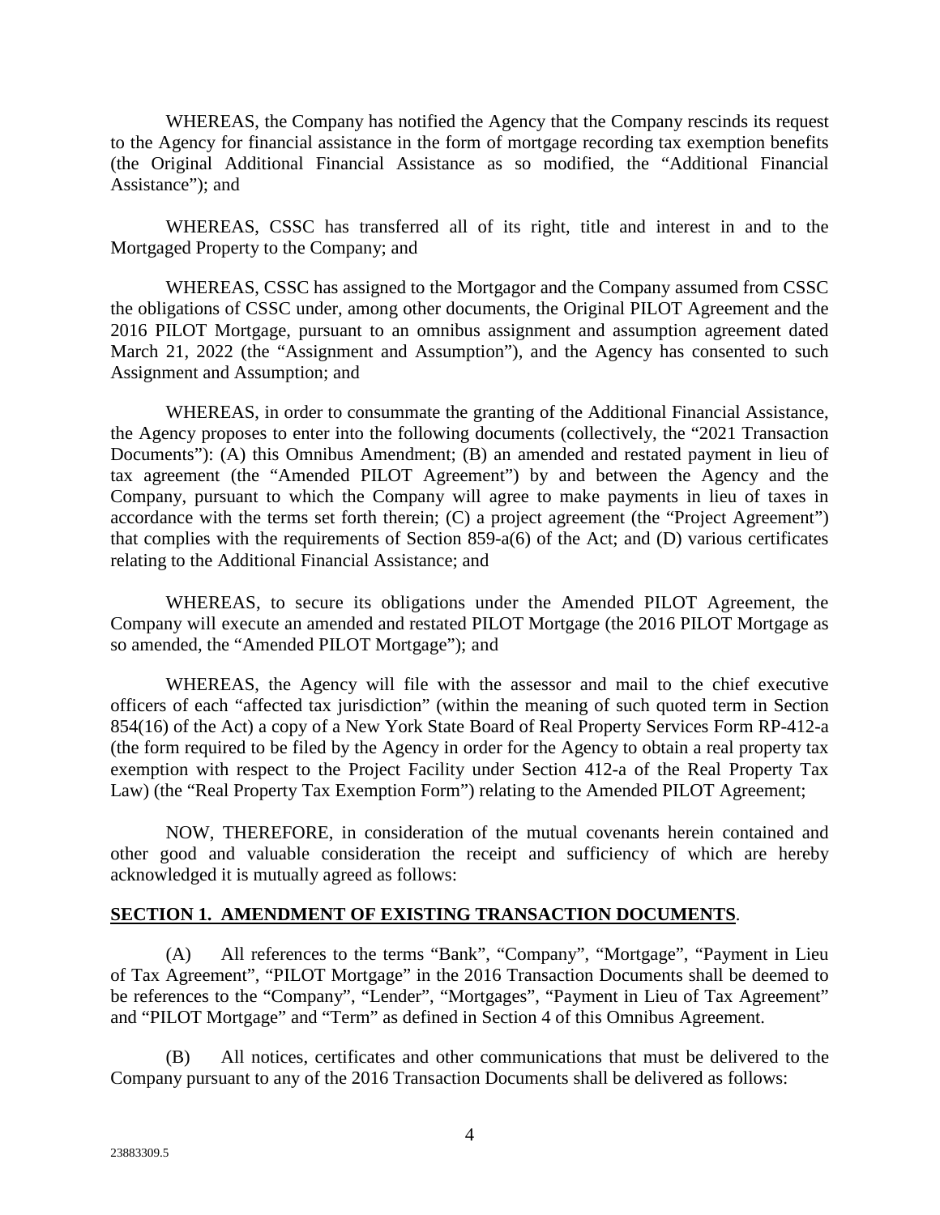WHEREAS, the Company has notified the Agency that the Company rescinds its request to the Agency for financial assistance in the form of mortgage recording tax exemption benefits (the Original Additional Financial Assistance as so modified, the "Additional Financial Assistance"); and

WHEREAS, CSSC has transferred all of its right, title and interest in and to the Mortgaged Property to the Company; and

WHEREAS, CSSC has assigned to the Mortgagor and the Company assumed from CSSC the obligations of CSSC under, among other documents, the Original PILOT Agreement and the 2016 PILOT Mortgage, pursuant to an omnibus assignment and assumption agreement dated March 21, 2022 (the "Assignment and Assumption"), and the Agency has consented to such Assignment and Assumption; and

WHEREAS, in order to consummate the granting of the Additional Financial Assistance, the Agency proposes to enter into the following documents (collectively, the "2021 Transaction Documents"): (A) this Omnibus Amendment; (B) an amended and restated payment in lieu of tax agreement (the "Amended PILOT Agreement") by and between the Agency and the Company, pursuant to which the Company will agree to make payments in lieu of taxes in accordance with the terms set forth therein; (C) a project agreement (the "Project Agreement") that complies with the requirements of Section 859-a(6) of the Act; and (D) various certificates relating to the Additional Financial Assistance; and

WHEREAS, to secure its obligations under the Amended PILOT Agreement, the Company will execute an amended and restated PILOT Mortgage (the 2016 PILOT Mortgage as so amended, the "Amended PILOT Mortgage"); and

WHEREAS, the Agency will file with the assessor and mail to the chief executive officers of each "affected tax jurisdiction" (within the meaning of such quoted term in Section 854(16) of the Act) a copy of a New York State Board of Real Property Services Form RP-412-a (the form required to be filed by the Agency in order for the Agency to obtain a real property tax exemption with respect to the Project Facility under Section 412-a of the Real Property Tax Law) (the "Real Property Tax Exemption Form") relating to the Amended PILOT Agreement;

NOW, THEREFORE, in consideration of the mutual covenants herein contained and other good and valuable consideration the receipt and sufficiency of which are hereby acknowledged it is mutually agreed as follows:

**SECTION 1. AMENDMENT OF EXISTING TRANSACTION DOCUMENTS.**

(A) All references to the terms "Bank", "Company", "Mortgage", "Payment in Lieu of Tax Agreement", "PILOT Mortgage" in the 2016 Transaction Documents shall be deemed to be references to the "Company", "Lender", "Mortgages", "Payment in Lieu of Tax Agreement" and "PILOT Mortgage" and "Term" as defined in Section 4 of this Omnibus Agreement.

(B) All notices, certificates and other communications that must be delivered to the Company pursuant to any of the 2016 Transaction Documents shall be delivered as follows: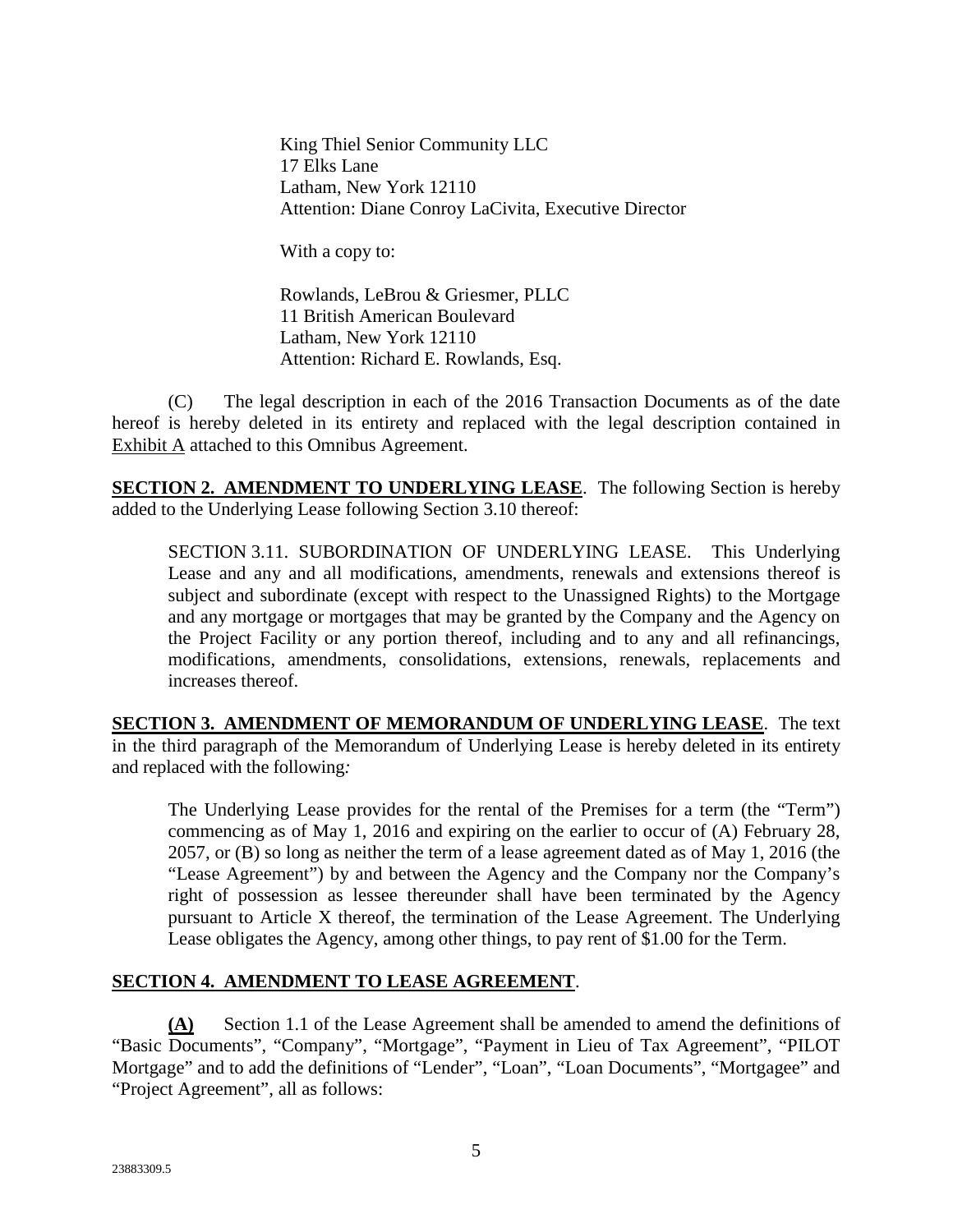King Thiel Senior Community LLC
17 Elks Lane
Latham, New York 12110
Attention: Diane Conroy LaCivita, Executive Director

With a copy to:

Rowlands, LeBrou & Griesmer, PLLC
11 British American Boulevard
Latham, New York 12110
Attention: Richard E. Rowlands, Esq.

(C) The legal description in each of the 2016 Transaction Documents as of the date hereof is hereby deleted in its entirety and replaced with the legal description contained in Exhibit A attached to this Omnibus Agreement.

**SECTION 2. AMENDMENT TO UNDERLYING LEASE**. The following Section is hereby added to the Underlying Lease following Section 3.10 thereof:

> SECTION 3.11. SUBORDINATION OF UNDERLYING LEASE. This Underlying Lease and any and all modifications, amendments, renewals and extensions thereof is subject and subordinate (except with respect to the Unassigned Rights) to the Mortgage and any mortgage or mortgages that may be granted by the Company and the Agency on the Project Facility or any portion thereof, including and to any and all refinancings, modifications, amendments, consolidations, extensions, renewals, replacements and increases thereof.

**SECTION 3. AMENDMENT OF MEMORANDUM OF UNDERLYING LEASE**. The text in the third paragraph of the Memorandum of Underlying Lease is hereby deleted in its entirety and replaced with the following:

> The Underlying Lease provides for the rental of the Premises for a term (the "Term") commencing as of May 1, 2016 and expiring on the earlier to occur of (A) February 28, 2057, or (B) so long as neither the term of a lease agreement dated as of May 1, 2016 (the "Lease Agreement") by and between the Agency and the Company nor the Company's right of possession as lessee thereunder shall have been terminated by the Agency pursuant to Article X thereof, the termination of the Lease Agreement. The Underlying Lease obligates the Agency, among other things, to pay rent of $1.00 for the Term.

**SECTION 4. AMENDMENT TO LEASE AGREEMENT**.

**(A)** Section 1.1 of the Lease Agreement shall be amended to amend the definitions of "Basic Documents", "Company", "Mortgage", "Payment in Lieu of Tax Agreement", "PILOT Mortgage" and to add the definitions of "Lender", "Loan", "Loan Documents", "Mortgagee" and "Project Agreement", all as follows: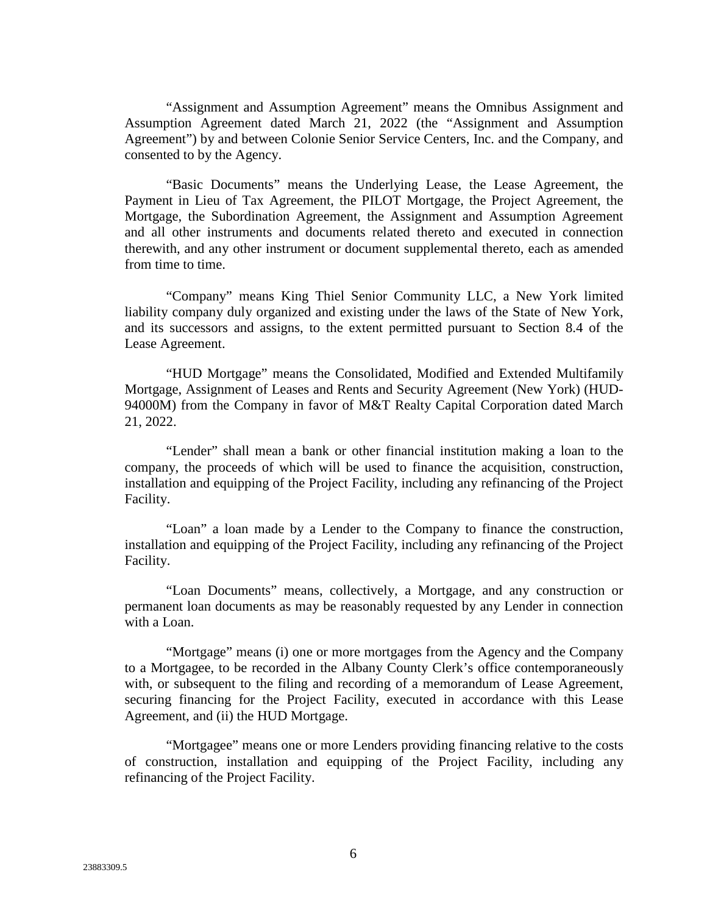"Assignment and Assumption Agreement" means the Omnibus Assignment and Assumption Agreement dated March 21, 2022 (the "Assignment and Assumption Agreement") by and between Colonie Senior Service Centers, Inc. and the Company, and consented to by the Agency.

"Basic Documents" means the Underlying Lease, the Lease Agreement, the Payment in Lieu of Tax Agreement, the PILOT Mortgage, the Project Agreement, the Mortgage, the Subordination Agreement, the Assignment and Assumption Agreement and all other instruments and documents related thereto and executed in connection therewith, and any other instrument or document supplemental thereto, each as amended from time to time.

"Company" means King Thiel Senior Community LLC, a New York limited liability company duly organized and existing under the laws of the State of New York, and its successors and assigns, to the extent permitted pursuant to Section 8.4 of the Lease Agreement.

"HUD Mortgage" means the Consolidated, Modified and Extended Multifamily Mortgage, Assignment of Leases and Rents and Security Agreement (New York) (HUD-94000M) from the Company in favor of M&T Realty Capital Corporation dated March 21, 2022.

"Lender" shall mean a bank or other financial institution making a loan to the company, the proceeds of which will be used to finance the acquisition, construction, installation and equipping of the Project Facility, including any refinancing of the Project Facility.

"Loan" a loan made by a Lender to the Company to finance the construction, installation and equipping of the Project Facility, including any refinancing of the Project Facility.

"Loan Documents" means, collectively, a Mortgage, and any construction or permanent loan documents as may be reasonably requested by any Lender in connection with a Loan.

"Mortgage" means (i) one or more mortgages from the Agency and the Company to a Mortgagee, to be recorded in the Albany County Clerk's office contemporaneously with, or subsequent to the filing and recording of a memorandum of Lease Agreement, securing financing for the Project Facility, executed in accordance with this Lease Agreement, and (ii) the HUD Mortgage.

"Mortgagee" means one or more Lenders providing financing relative to the costs of construction, installation and equipping of the Project Facility, including any refinancing of the Project Facility.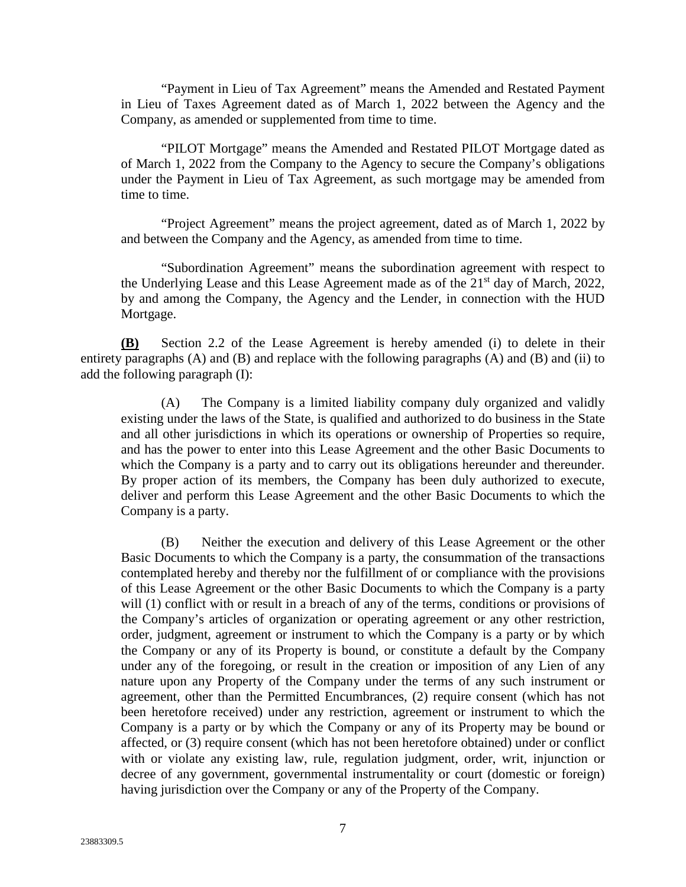"Payment in Lieu of Tax Agreement" means the Amended and Restated Payment in Lieu of Taxes Agreement dated as of March 1, 2022 between the Agency and the Company, as amended or supplemented from time to time.

"PILOT Mortgage" means the Amended and Restated PILOT Mortgage dated as of March 1, 2022 from the Company to the Agency to secure the Company's obligations under the Payment in Lieu of Tax Agreement, as such mortgage may be amended from time to time.

"Project Agreement" means the project agreement, dated as of March 1, 2022 by and between the Company and the Agency, as amended from time to time.

"Subordination Agreement" means the subordination agreement with respect to the Underlying Lease and this Lease Agreement made as of the 21st day of March, 2022, by and among the Company, the Agency and the Lender, in connection with the HUD Mortgage.

**(B)** Section 2.2 of the Lease Agreement is hereby amended (i) to delete in their entirety paragraphs (A) and (B) and replace with the following paragraphs (A) and (B) and (ii) to add the following paragraph (I):

(A) The Company is a limited liability company duly organized and validly existing under the laws of the State, is qualified and authorized to do business in the State and all other jurisdictions in which its operations or ownership of Properties so require, and has the power to enter into this Lease Agreement and the other Basic Documents to which the Company is a party and to carry out its obligations hereunder and thereunder. By proper action of its members, the Company has been duly authorized to execute, deliver and perform this Lease Agreement and the other Basic Documents to which the Company is a party.

(B) Neither the execution and delivery of this Lease Agreement or the other Basic Documents to which the Company is a party, the consummation of the transactions contemplated hereby and thereby nor the fulfillment of or compliance with the provisions of this Lease Agreement or the other Basic Documents to which the Company is a party will (1) conflict with or result in a breach of any of the terms, conditions or provisions of the Company's articles of organization or operating agreement or any other restriction, order, judgment, agreement or instrument to which the Company is a party or by which the Company or any of its Property is bound, or constitute a default by the Company under any of the foregoing, or result in the creation or imposition of any Lien of any nature upon any Property of the Company under the terms of any such instrument or agreement, other than the Permitted Encumbrances, (2) require consent (which has not been heretofore received) under any restriction, agreement or instrument to which the Company is a party or by which the Company or any of its Property may be bound or affected, or (3) require consent (which has not been heretofore obtained) under or conflict with or violate any existing law, rule, regulation judgment, order, writ, injunction or decree of any government, governmental instrumentality or court (domestic or foreign) having jurisdiction over the Company or any of the Property of the Company.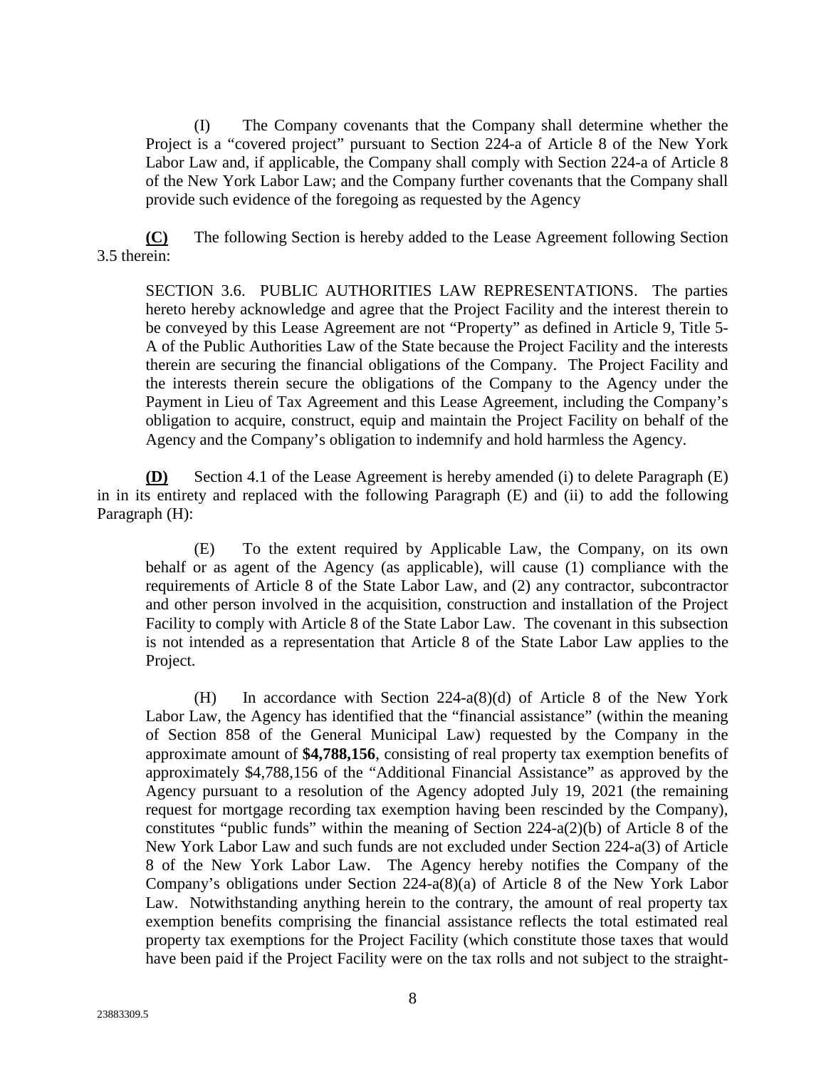(I) The Company covenants that the Company shall determine whether the Project is a "covered project" pursuant to Section 224-a of Article 8 of the New York Labor Law and, if applicable, the Company shall comply with Section 224-a of Article 8 of the New York Labor Law; and the Company further covenants that the Company shall provide such evidence of the foregoing as requested by the Agency

**(C)** The following Section is hereby added to the Lease Agreement following Section 3.5 therein:

SECTION 3.6. PUBLIC AUTHORITIES LAW REPRESENTATIONS. The parties hereto hereby acknowledge and agree that the Project Facility and the interest therein to be conveyed by this Lease Agreement are not "Property" as defined in Article 9, Title 5-A of the Public Authorities Law of the State because the Project Facility and the interests therein are securing the financial obligations of the Company. The Project Facility and the interests therein secure the obligations of the Company to the Agency under the Payment in Lieu of Tax Agreement and this Lease Agreement, including the Company's obligation to acquire, construct, equip and maintain the Project Facility on behalf of the Agency and the Company's obligation to indemnify and hold harmless the Agency.

**(D)** Section 4.1 of the Lease Agreement is hereby amended (i) to delete Paragraph (E) in in its entirety and replaced with the following Paragraph (E) and (ii) to add the following Paragraph (H):

(E) To the extent required by Applicable Law, the Company, on its own behalf or as agent of the Agency (as applicable), will cause (1) compliance with the requirements of Article 8 of the State Labor Law, and (2) any contractor, subcontractor and other person involved in the acquisition, construction and installation of the Project Facility to comply with Article 8 of the State Labor Law. The covenant in this subsection is not intended as a representation that Article 8 of the State Labor Law applies to the Project.

(H) In accordance with Section 224-a(8)(d) of Article 8 of the New York Labor Law, the Agency has identified that the "financial assistance" (within the meaning of Section 858 of the General Municipal Law) requested by the Company in the approximate amount of **$4,788,156**, consisting of real property tax exemption benefits of approximately $4,788,156 of the "Additional Financial Assistance" as approved by the Agency pursuant to a resolution of the Agency adopted July 19, 2021 (the remaining request for mortgage recording tax exemption having been rescinded by the Company), constitutes "public funds" within the meaning of Section 224-a(2)(b) of Article 8 of the New York Labor Law and such funds are not excluded under Section 224-a(3) of Article 8 of the New York Labor Law. The Agency hereby notifies the Company of the Company's obligations under Section 224-a(8)(a) of Article 8 of the New York Labor Law. Notwithstanding anything herein to the contrary, the amount of real property tax exemption benefits comprising the financial assistance reflects the total estimated real property tax exemptions for the Project Facility (which constitute those taxes that would have been paid if the Project Facility were on the tax rolls and not subject to the straight-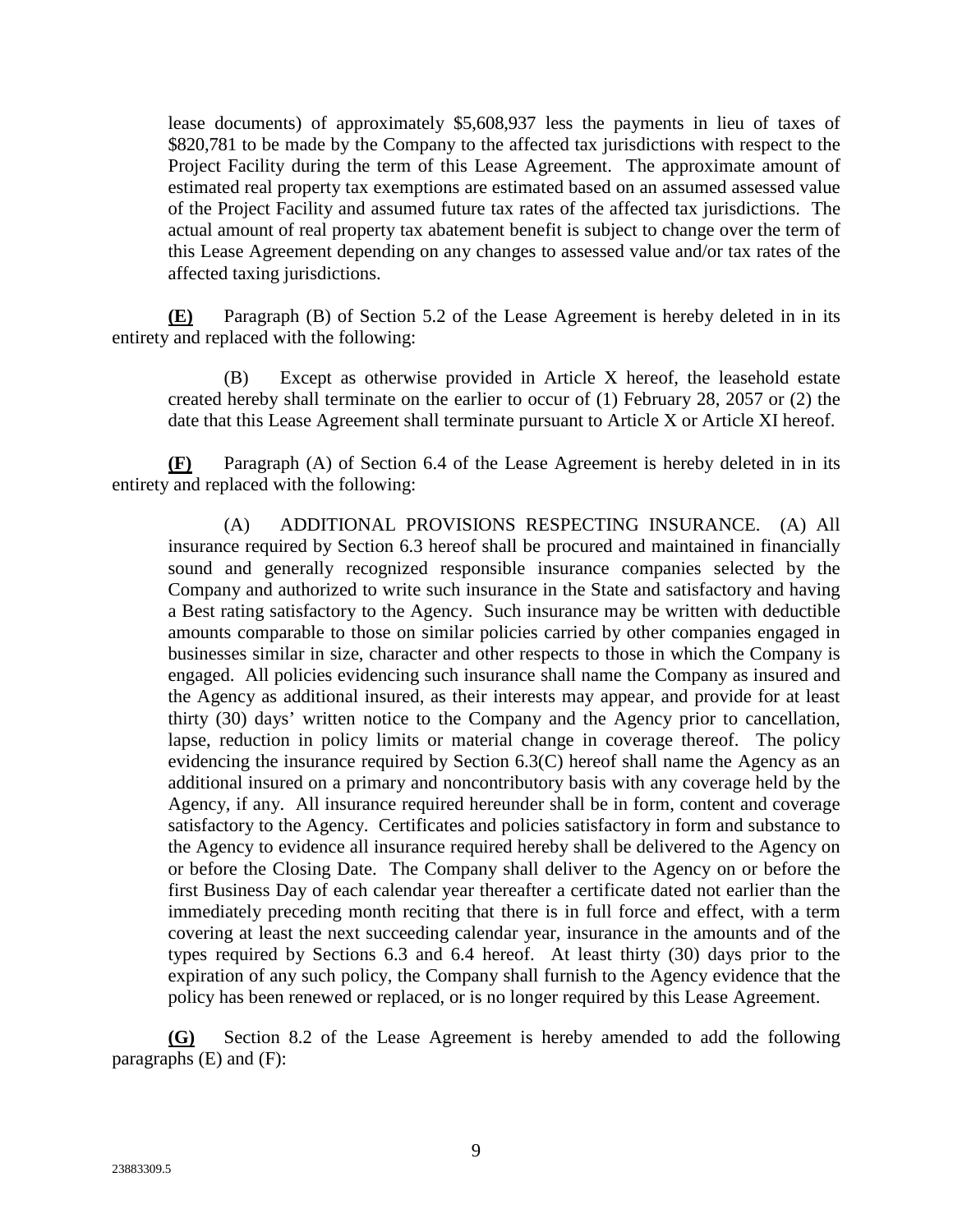lease documents) of approximately $5,608,937 less the payments in lieu of taxes of $820,781 to be made by the Company to the affected tax jurisdictions with respect to the Project Facility during the term of this Lease Agreement. The approximate amount of estimated real property tax exemptions are estimated based on an assumed assessed value of the Project Facility and assumed future tax rates of the affected tax jurisdictions. The actual amount of real property tax abatement benefit is subject to change over the term of this Lease Agreement depending on any changes to assessed value and/or tax rates of the affected taxing jurisdictions.

**(E)** Paragraph (B) of Section 5.2 of the Lease Agreement is hereby deleted in in its entirety and replaced with the following:

> (B) Except as otherwise provided in Article X hereof, the leasehold estate created hereby shall terminate on the earlier to occur of (1) February 28, 2057 or (2) the date that this Lease Agreement shall terminate pursuant to Article X or Article XI hereof.

**(F)** Paragraph (A) of Section 6.4 of the Lease Agreement is hereby deleted in in its entirety and replaced with the following:

> (A) ADDITIONAL PROVISIONS RESPECTING INSURANCE. (A) All insurance required by Section 6.3 hereof shall be procured and maintained in financially sound and generally recognized responsible insurance companies selected by the Company and authorized to write such insurance in the State and satisfactory and having a Best rating satisfactory to the Agency. Such insurance may be written with deductible amounts comparable to those on similar policies carried by other companies engaged in businesses similar in size, character and other respects to those in which the Company is engaged. All policies evidencing such insurance shall name the Company as insured and the Agency as additional insured, as their interests may appear, and provide for at least thirty (30) days' written notice to the Company and the Agency prior to cancellation, lapse, reduction in policy limits or material change in coverage thereof. The policy evidencing the insurance required by Section 6.3(C) hereof shall name the Agency as an additional insured on a primary and noncontributory basis with any coverage held by the Agency, if any. All insurance required hereunder shall be in form, content and coverage satisfactory to the Agency. Certificates and policies satisfactory in form and substance to the Agency to evidence all insurance required hereby shall be delivered to the Agency on or before the Closing Date. The Company shall deliver to the Agency on or before the first Business Day of each calendar year thereafter a certificate dated not earlier than the immediately preceding month reciting that there is in full force and effect, with a term covering at least the next succeeding calendar year, insurance in the amounts and of the types required by Sections 6.3 and 6.4 hereof. At least thirty (30) days prior to the expiration of any such policy, the Company shall furnish to the Agency evidence that the policy has been renewed or replaced, or is no longer required by this Lease Agreement.

**(G)** Section 8.2 of the Lease Agreement is hereby amended to add the following paragraphs (E) and (F):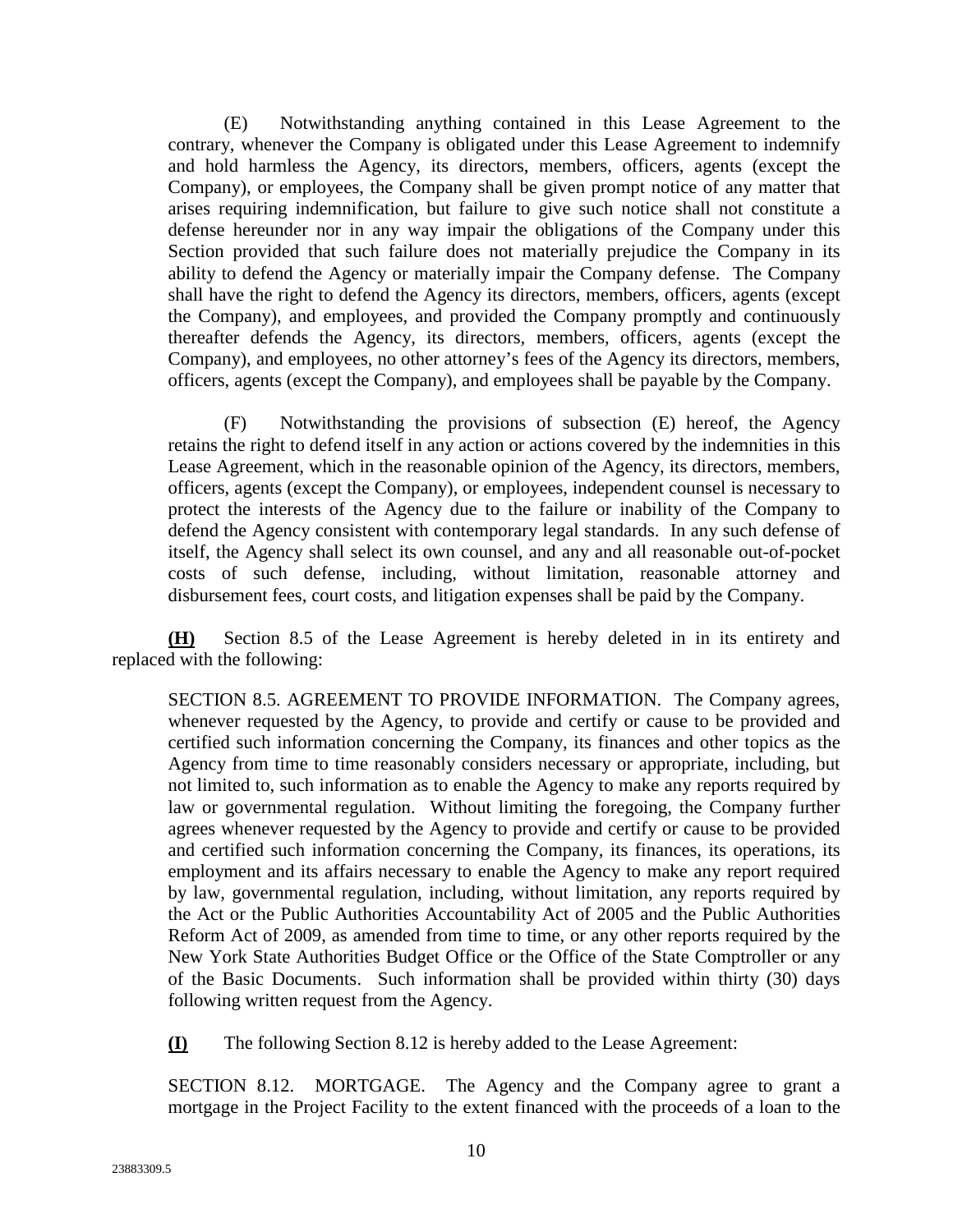(E) Notwithstanding anything contained in this Lease Agreement to the contrary, whenever the Company is obligated under this Lease Agreement to indemnify and hold harmless the Agency, its directors, members, officers, agents (except the Company), or employees, the Company shall be given prompt notice of any matter that arises requiring indemnification, but failure to give such notice shall not constitute a defense hereunder nor in any way impair the obligations of the Company under this Section provided that such failure does not materially prejudice the Company in its ability to defend the Agency or materially impair the Company defense. The Company shall have the right to defend the Agency its directors, members, officers, agents (except the Company), and employees, and provided the Company promptly and continuously thereafter defends the Agency, its directors, members, officers, agents (except the Company), and employees, no other attorney's fees of the Agency its directors, members, officers, agents (except the Company), and employees shall be payable by the Company.

(F) Notwithstanding the provisions of subsection (E) hereof, the Agency retains the right to defend itself in any action or actions covered by the indemnities in this Lease Agreement, which in the reasonable opinion of the Agency, its directors, members, officers, agents (except the Company), or employees, independent counsel is necessary to protect the interests of the Agency due to the failure or inability of the Company to defend the Agency consistent with contemporary legal standards. In any such defense of itself, the Agency shall select its own counsel, and any and all reasonable out-of-pocket costs of such defense, including, without limitation, reasonable attorney and disbursement fees, court costs, and litigation expenses shall be paid by the Company.

**(H)** Section 8.5 of the Lease Agreement is hereby deleted in in its entirety and replaced with the following:

SECTION 8.5. AGREEMENT TO PROVIDE INFORMATION. The Company agrees, whenever requested by the Agency, to provide and certify or cause to be provided and certified such information concerning the Company, its finances and other topics as the Agency from time to time reasonably considers necessary or appropriate, including, but not limited to, such information as to enable the Agency to make any reports required by law or governmental regulation. Without limiting the foregoing, the Company further agrees whenever requested by the Agency to provide and certify or cause to be provided and certified such information concerning the Company, its finances, its operations, its employment and its affairs necessary to enable the Agency to make any report required by law, governmental regulation, including, without limitation, any reports required by the Act or the Public Authorities Accountability Act of 2005 and the Public Authorities Reform Act of 2009, as amended from time to time, or any other reports required by the New York State Authorities Budget Office or the Office of the State Comptroller or any of the Basic Documents. Such information shall be provided within thirty (30) days following written request from the Agency.

**(I)** The following Section 8.12 is hereby added to the Lease Agreement:

SECTION 8.12. MORTGAGE. The Agency and the Company agree to grant a mortgage in the Project Facility to the extent financed with the proceeds of a loan to the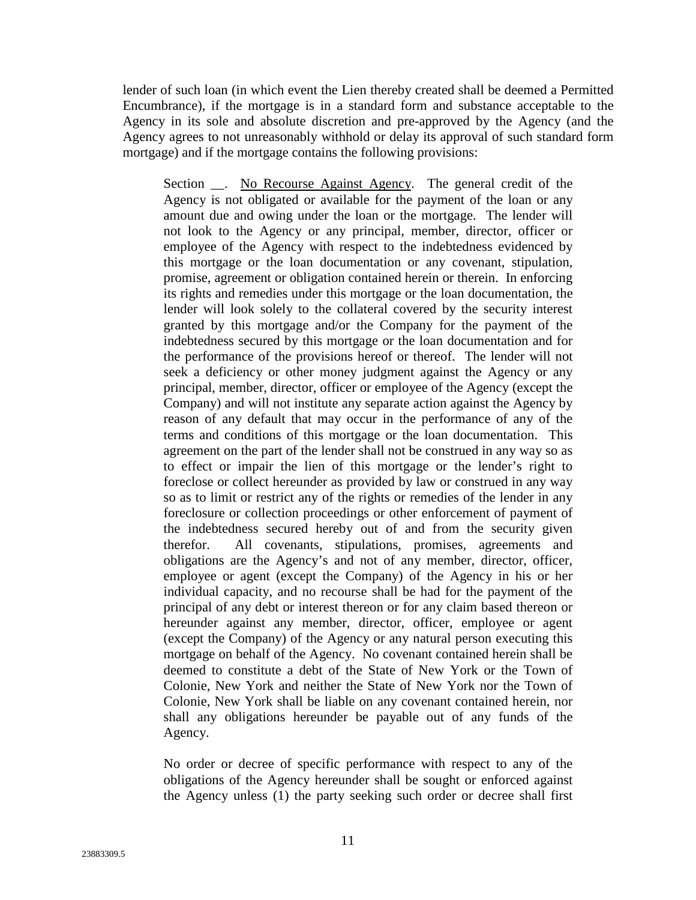lender of such loan (in which event the Lien thereby created shall be deemed a Permitted Encumbrance), if the mortgage is in a standard form and substance acceptable to the Agency in its sole and absolute discretion and pre-approved by the Agency (and the Agency agrees to not unreasonably withhold or delay its approval of such standard form mortgage) and if the mortgage contains the following provisions:

> Section __. <u>No Recourse Against Agency</u>. The general credit of the Agency is not obligated or available for the payment of the loan or any amount due and owing under the loan or the mortgage. The lender will not look to the Agency or any principal, member, director, officer or employee of the Agency with respect to the indebtedness evidenced by this mortgage or the loan documentation or any covenant, stipulation, promise, agreement or obligation contained herein or therein. In enforcing its rights and remedies under this mortgage or the loan documentation, the lender will look solely to the collateral covered by the security interest granted by this mortgage and/or the Company for the payment of the indebtedness secured by this mortgage or the loan documentation and for the performance of the provisions hereof or thereof. The lender will not seek a deficiency or other money judgment against the Agency or any principal, member, director, officer or employee of the Agency (except the Company) and will not institute any separate action against the Agency by reason of any default that may occur in the performance of any of the terms and conditions of this mortgage or the loan documentation. This agreement on the part of the lender shall not be construed in any way so as to effect or impair the lien of this mortgage or the lender's right to foreclose or collect hereunder as provided by law or construed in any way so as to limit or restrict any of the rights or remedies of the lender in any foreclosure or collection proceedings or other enforcement of payment of the indebtedness secured hereby out of and from the security given therefor. All covenants, stipulations, promises, agreements and obligations are the Agency's and not of any member, director, officer, employee or agent (except the Company) of the Agency in his or her individual capacity, and no recourse shall be had for the payment of the principal of any debt or interest thereon or for any claim based thereon or hereunder against any member, director, officer, employee or agent (except the Company) of the Agency or any natural person executing this mortgage on behalf of the Agency. No covenant contained herein shall be deemed to constitute a debt of the State of New York or the Town of Colonie, New York and neither the State of New York nor the Town of Colonie, New York shall be liable on any covenant contained herein, nor shall any obligations hereunder be payable out of any funds of the Agency.
>
> No order or decree of specific performance with respect to any of the obligations of the Agency hereunder shall be sought or enforced against the Agency unless (1) the party seeking such order or decree shall first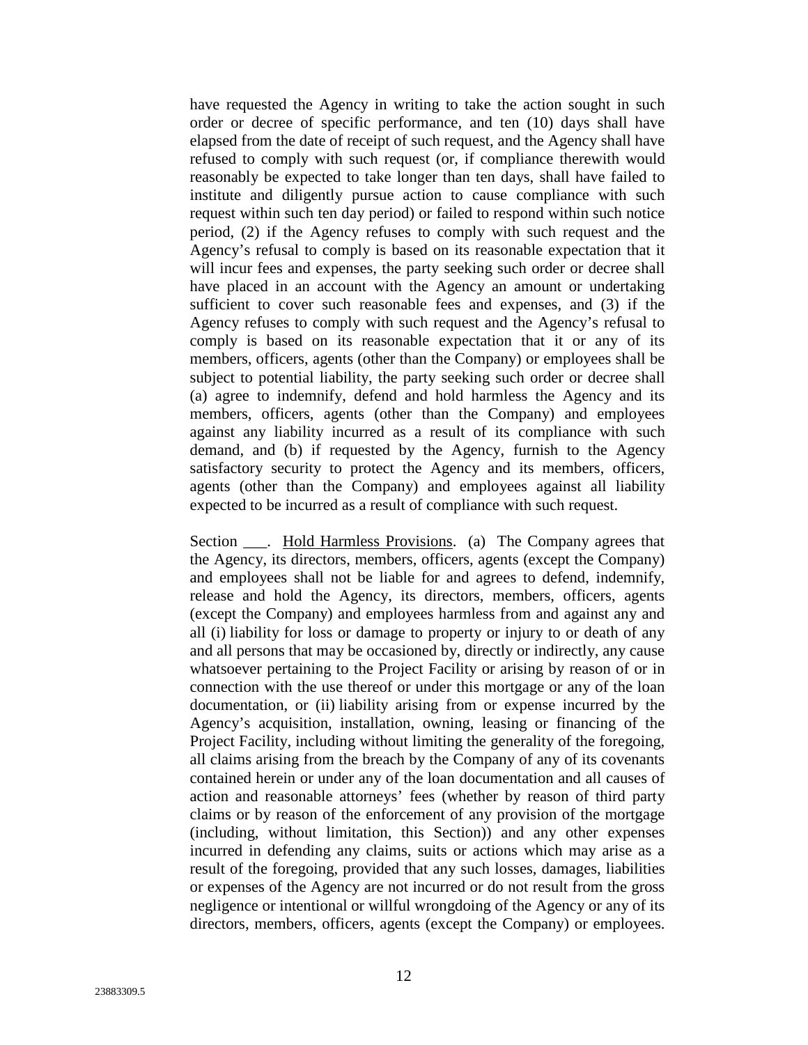have requested the Agency in writing to take the action sought in such order or decree of specific performance, and ten (10) days shall have elapsed from the date of receipt of such request, and the Agency shall have refused to comply with such request (or, if compliance therewith would reasonably be expected to take longer than ten days, shall have failed to institute and diligently pursue action to cause compliance with such request within such ten day period) or failed to respond within such notice period, (2) if the Agency refuses to comply with such request and the Agency's refusal to comply is based on its reasonable expectation that it will incur fees and expenses, the party seeking such order or decree shall have placed in an account with the Agency an amount or undertaking sufficient to cover such reasonable fees and expenses, and (3) if the Agency refuses to comply with such request and the Agency's refusal to comply is based on its reasonable expectation that it or any of its members, officers, agents (other than the Company) or employees shall be subject to potential liability, the party seeking such order or decree shall (a) agree to indemnify, defend and hold harmless the Agency and its members, officers, agents (other than the Company) and employees against any liability incurred as a result of its compliance with such demand, and (b) if requested by the Agency, furnish to the Agency satisfactory security to protect the Agency and its members, officers, agents (other than the Company) and employees against all liability expected to be incurred as a result of compliance with such request.

Section ___. Hold Harmless Provisions. (a) The Company agrees that the Agency, its directors, members, officers, agents (except the Company) and employees shall not be liable for and agrees to defend, indemnify, release and hold the Agency, its directors, members, officers, agents (except the Company) and employees harmless from and against any and all (i) liability for loss or damage to property or injury to or death of any and all persons that may be occasioned by, directly or indirectly, any cause whatsoever pertaining to the Project Facility or arising by reason of or in connection with the use thereof or under this mortgage or any of the loan documentation, or (ii) liability arising from or expense incurred by the Agency's acquisition, installation, owning, leasing or financing of the Project Facility, including without limiting the generality of the foregoing, all claims arising from the breach by the Company of any of its covenants contained herein or under any of the loan documentation and all causes of action and reasonable attorneys' fees (whether by reason of third party claims or by reason of the enforcement of any provision of the mortgage (including, without limitation, this Section)) and any other expenses incurred in defending any claims, suits or actions which may arise as a result of the foregoing, provided that any such losses, damages, liabilities or expenses of the Agency are not incurred or do not result from the gross negligence or intentional or willful wrongdoing of the Agency or any of its directors, members, officers, agents (except the Company) or employees.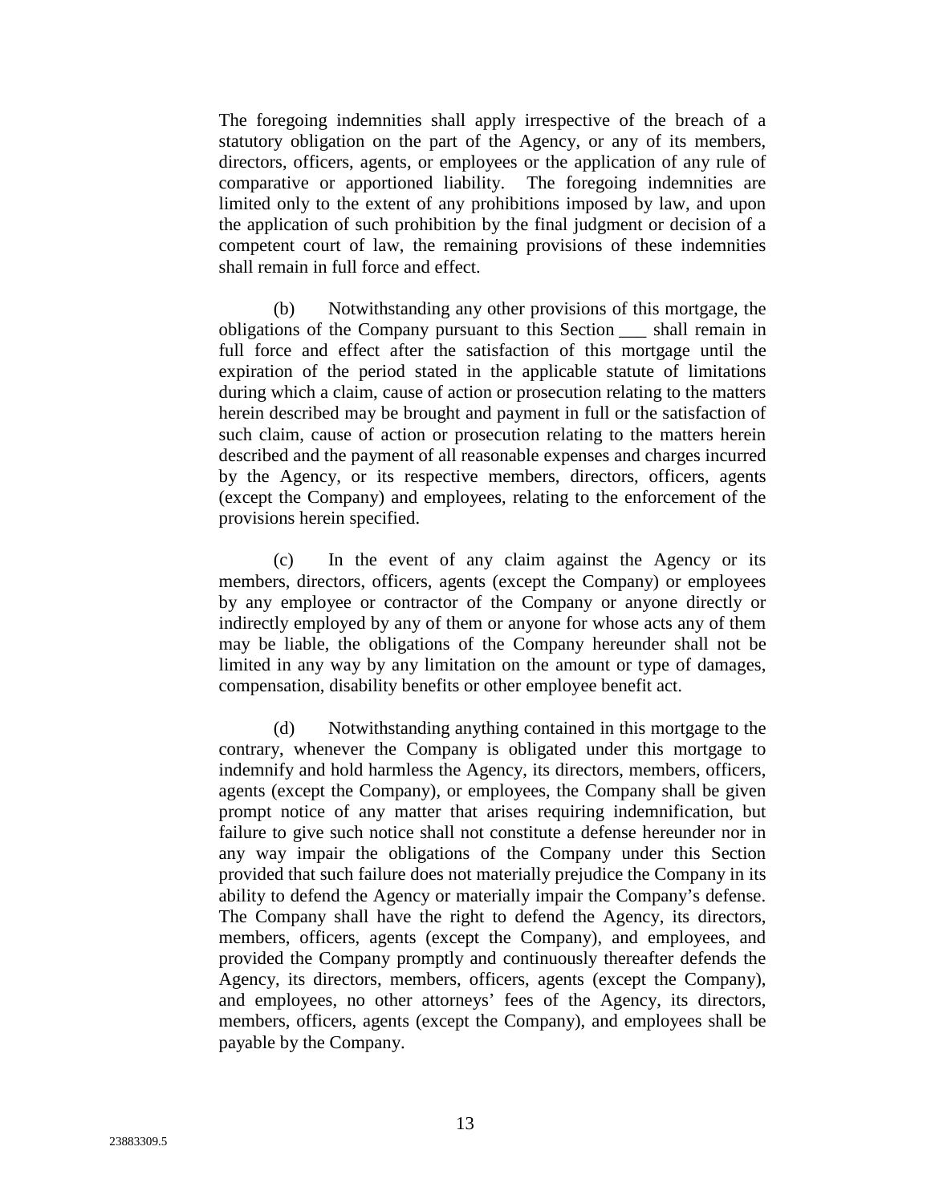The foregoing indemnities shall apply irrespective of the breach of a statutory obligation on the part of the Agency, or any of its members, directors, officers, agents, or employees or the application of any rule of comparative or apportioned liability. The foregoing indemnities are limited only to the extent of any prohibitions imposed by law, and upon the application of such prohibition by the final judgment or decision of a competent court of law, the remaining provisions of these indemnities shall remain in full force and effect.

(b) Notwithstanding any other provisions of this mortgage, the obligations of the Company pursuant to this Section ___ shall remain in full force and effect after the satisfaction of this mortgage until the expiration of the period stated in the applicable statute of limitations during which a claim, cause of action or prosecution relating to the matters herein described may be brought and payment in full or the satisfaction of such claim, cause of action or prosecution relating to the matters herein described and the payment of all reasonable expenses and charges incurred by the Agency, or its respective members, directors, officers, agents (except the Company) and employees, relating to the enforcement of the provisions herein specified.

(c) In the event of any claim against the Agency or its members, directors, officers, agents (except the Company) or employees by any employee or contractor of the Company or anyone directly or indirectly employed by any of them or anyone for whose acts any of them may be liable, the obligations of the Company hereunder shall not be limited in any way by any limitation on the amount or type of damages, compensation, disability benefits or other employee benefit act.

(d) Notwithstanding anything contained in this mortgage to the contrary, whenever the Company is obligated under this mortgage to indemnify and hold harmless the Agency, its directors, members, officers, agents (except the Company), or employees, the Company shall be given prompt notice of any matter that arises requiring indemnification, but failure to give such notice shall not constitute a defense hereunder nor in any way impair the obligations of the Company under this Section provided that such failure does not materially prejudice the Company in its ability to defend the Agency or materially impair the Company's defense. The Company shall have the right to defend the Agency, its directors, members, officers, agents (except the Company), and employees, and provided the Company promptly and continuously thereafter defends the Agency, its directors, members, officers, agents (except the Company), and employees, no other attorneys' fees of the Agency, its directors, members, officers, agents (except the Company), and employees shall be payable by the Company.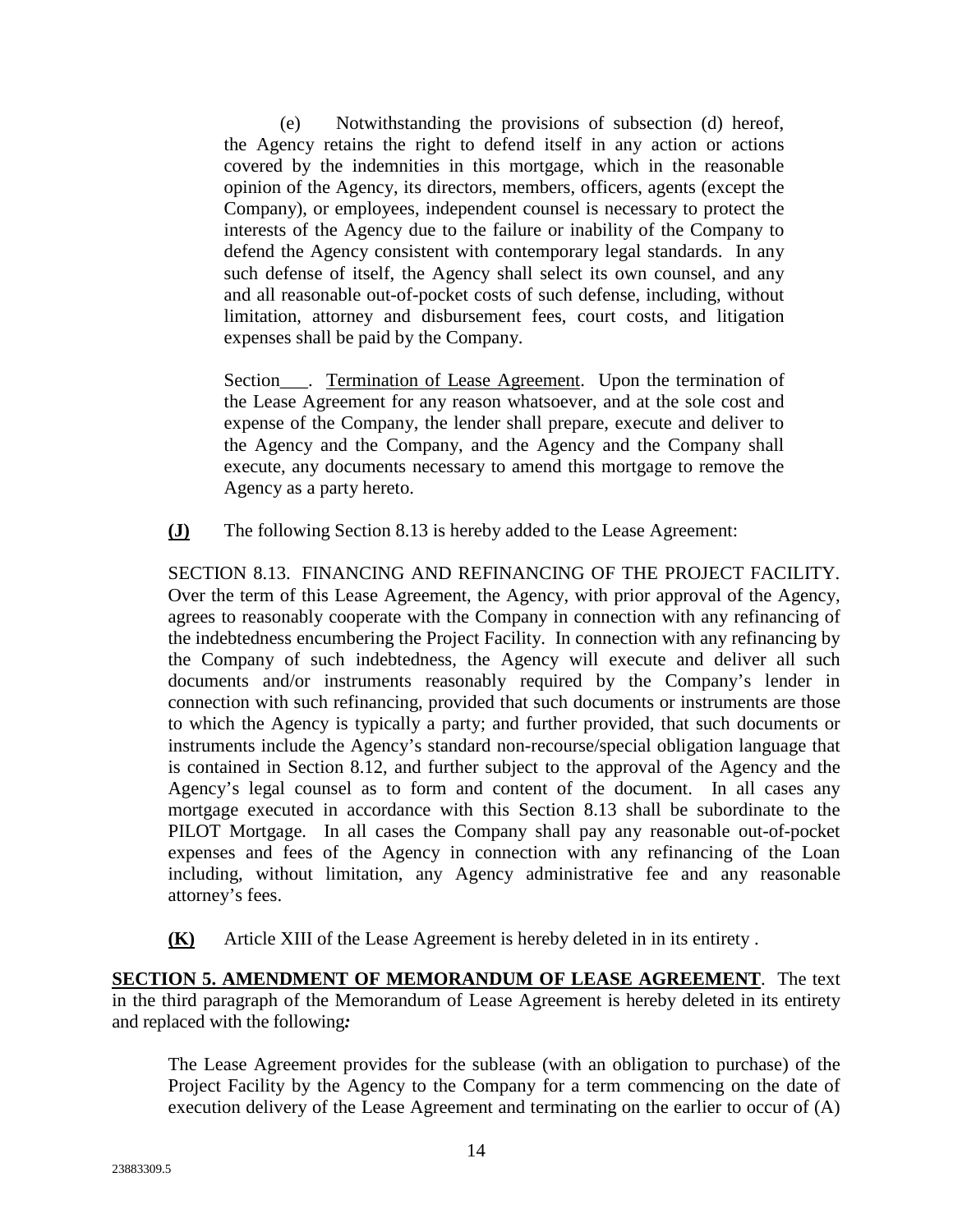(e) Notwithstanding the provisions of subsection (d) hereof, the Agency retains the right to defend itself in any action or actions covered by the indemnities in this mortgage, which in the reasonable opinion of the Agency, its directors, members, officers, agents (except the Company), or employees, independent counsel is necessary to protect the interests of the Agency due to the failure or inability of the Company to defend the Agency consistent with contemporary legal standards. In any such defense of itself, the Agency shall select its own counsel, and any and all reasonable out-of-pocket costs of such defense, including, without limitation, attorney and disbursement fees, court costs, and litigation expenses shall be paid by the Company.

Section___. Termination of Lease Agreement. Upon the termination of the Lease Agreement for any reason whatsoever, and at the sole cost and expense of the Company, the lender shall prepare, execute and deliver to the Agency and the Company, and the Agency and the Company shall execute, any documents necessary to amend this mortgage to remove the Agency as a party hereto.

**(J)** The following Section 8.13 is hereby added to the Lease Agreement:

SECTION 8.13. FINANCING AND REFINANCING OF THE PROJECT FACILITY. Over the term of this Lease Agreement, the Agency, with prior approval of the Agency, agrees to reasonably cooperate with the Company in connection with any refinancing of the indebtedness encumbering the Project Facility. In connection with any refinancing by the Company of such indebtedness, the Agency will execute and deliver all such documents and/or instruments reasonably required by the Company's lender in connection with such refinancing, provided that such documents or instruments are those to which the Agency is typically a party; and further provided, that such documents or instruments include the Agency's standard non-recourse/special obligation language that is contained in Section 8.12, and further subject to the approval of the Agency and the Agency's legal counsel as to form and content of the document. In all cases any mortgage executed in accordance with this Section 8.13 shall be subordinate to the PILOT Mortgage. In all cases the Company shall pay any reasonable out-of-pocket expenses and fees of the Agency in connection with any refinancing of the Loan including, without limitation, any Agency administrative fee and any reasonable attorney's fees.

**(K)** Article XIII of the Lease Agreement is hereby deleted in in its entirety .

**SECTION 5. AMENDMENT OF MEMORANDUM OF LEASE AGREEMENT**. The text in the third paragraph of the Memorandum of Lease Agreement is hereby deleted in its entirety and replaced with the following***:***

The Lease Agreement provides for the sublease (with an obligation to purchase) of the Project Facility by the Agency to the Company for a term commencing on the date of execution delivery of the Lease Agreement and terminating on the earlier to occur of (A)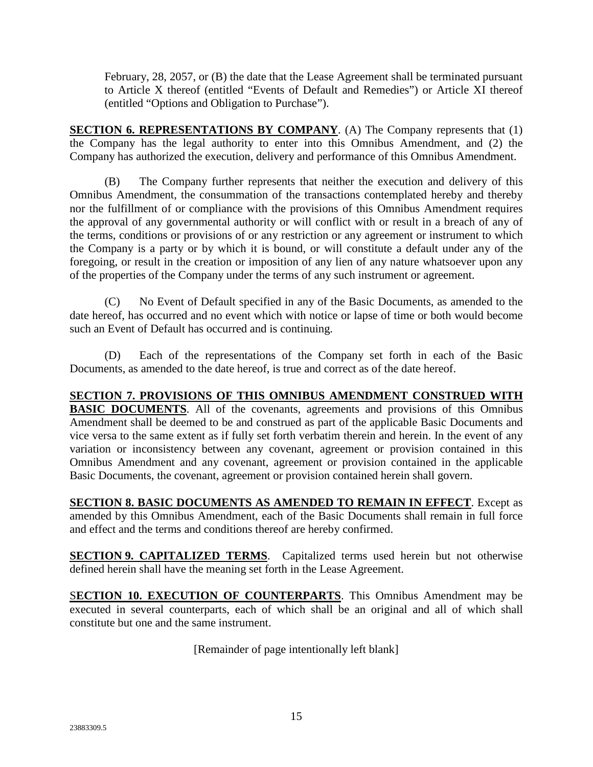February, 28, 2057, or (B) the date that the Lease Agreement shall be terminated pursuant to Article X thereof (entitled "Events of Default and Remedies") or Article XI thereof (entitled "Options and Obligation to Purchase").

**SECTION 6. REPRESENTATIONS BY COMPANY**. (A) The Company represents that (1) the Company has the legal authority to enter into this Omnibus Amendment, and (2) the Company has authorized the execution, delivery and performance of this Omnibus Amendment.

(B) The Company further represents that neither the execution and delivery of this Omnibus Amendment, the consummation of the transactions contemplated hereby and thereby nor the fulfillment of or compliance with the provisions of this Omnibus Amendment requires the approval of any governmental authority or will conflict with or result in a breach of any of the terms, conditions or provisions of or any restriction or any agreement or instrument to which the Company is a party or by which it is bound, or will constitute a default under any of the foregoing, or result in the creation or imposition of any lien of any nature whatsoever upon any of the properties of the Company under the terms of any such instrument or agreement.

(C) No Event of Default specified in any of the Basic Documents, as amended to the date hereof, has occurred and no event which with notice or lapse of time or both would become such an Event of Default has occurred and is continuing.

(D) Each of the representations of the Company set forth in each of the Basic Documents, as amended to the date hereof, is true and correct as of the date hereof.

**SECTION 7. PROVISIONS OF THIS OMNIBUS AMENDMENT CONSTRUED WITH BASIC DOCUMENTS**. All of the covenants, agreements and provisions of this Omnibus Amendment shall be deemed to be and construed as part of the applicable Basic Documents and vice versa to the same extent as if fully set forth verbatim therein and herein. In the event of any variation or inconsistency between any covenant, agreement or provision contained in this Omnibus Amendment and any covenant, agreement or provision contained in the applicable Basic Documents, the covenant, agreement or provision contained herein shall govern.

**SECTION 8. BASIC DOCUMENTS AS AMENDED TO REMAIN IN EFFECT**. Except as amended by this Omnibus Amendment, each of the Basic Documents shall remain in full force and effect and the terms and conditions thereof are hereby confirmed.

**SECTION 9. CAPITALIZED TERMS**. Capitalized terms used herein but not otherwise defined herein shall have the meaning set forth in the Lease Agreement.

**SECTION 10. EXECUTION OF COUNTERPARTS**. This Omnibus Amendment may be executed in several counterparts, each of which shall be an original and all of which shall constitute but one and the same instrument.

[Remainder of page intentionally left blank]

23883309.5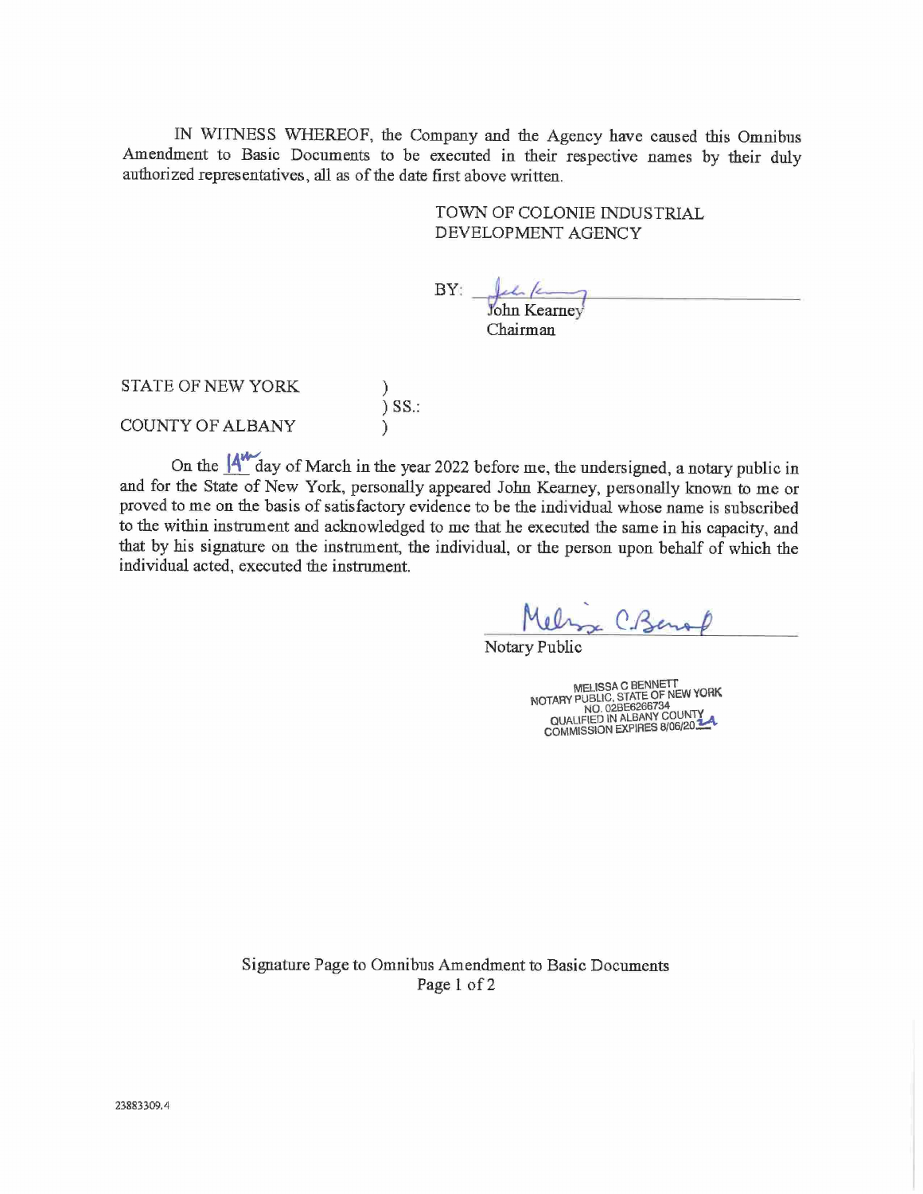IN WITNESS WHEREOF, the Company and the Agency have caused this Omnibus Amendment to Basic Documents to be executed in their respective names by their duly authorized representatives, all as of the date first above written.

TOWN OF COLONIE INDUSTRIAL DEVELOPMENT AGENCY

BY: ______________________________
John Kearney
Chairman

STATE OF NEW YORK )
) SS.:
COUNTY OF ALBANY )

On the 14th day of March in the year 2022 before me, the undersigned, a notary public in and for the State of New York, personally appeared John Kearney, personally known to me or proved to me on the basis of satisfactory evidence to be the individual whose name is subscribed to the within instrument and acknowledged to me that he executed the same in his capacity, and that by his signature on the instrument, the individual, or the person upon behalf of which the individual acted, executed the instrument.

______________________________
Notary Public

MELISSA C BENNETT
NOTARY PUBLIC, STATE OF NEW YORK
NO. 02BE6266734
QUALIFIED IN ALBANY COUNTY
COMMISSION EXPIRES 8/06/2024

Signature Page to Omnibus Amendment to Basic Documents

23883309.4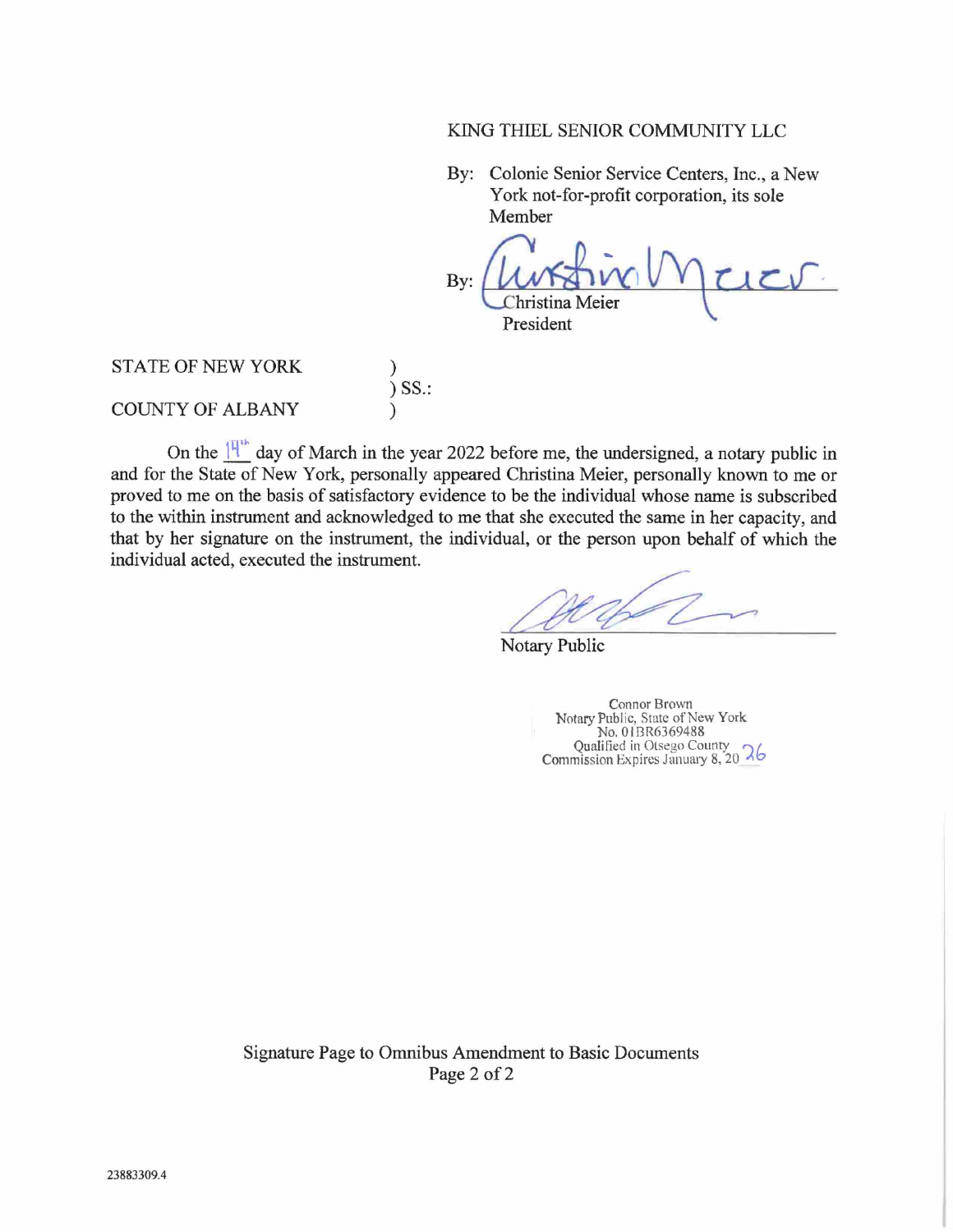KING THIEL SENIOR COMMUNITY LLC

By: Colonie Senior Service Centers, Inc., a New York not-for-profit corporation, its sole Member

By: ______________________
Christina Meier
President

STATE OF NEW YORK )
) SS.:
COUNTY OF ALBANY )

On the 14th day of March in the year 2022 before me, the undersigned, a notary public in and for the State of New York, personally appeared Christina Meier, personally known to me or proved to me on the basis of satisfactory evidence to be the individual whose name is subscribed to the within instrument and acknowledged to me that she executed the same in her capacity, and that by her signature on the instrument, the individual, or the person upon behalf of which the individual acted, executed the instrument.

______________________
Notary Public

Connor Brown
Notary Public, State of New York
No. 01BR6369488
Qualified in Otsego County
Commission Expires January 8, 2026

Signature Page to Omnibus Amendment to Basic Documents
Page 2 of 2

23883309.4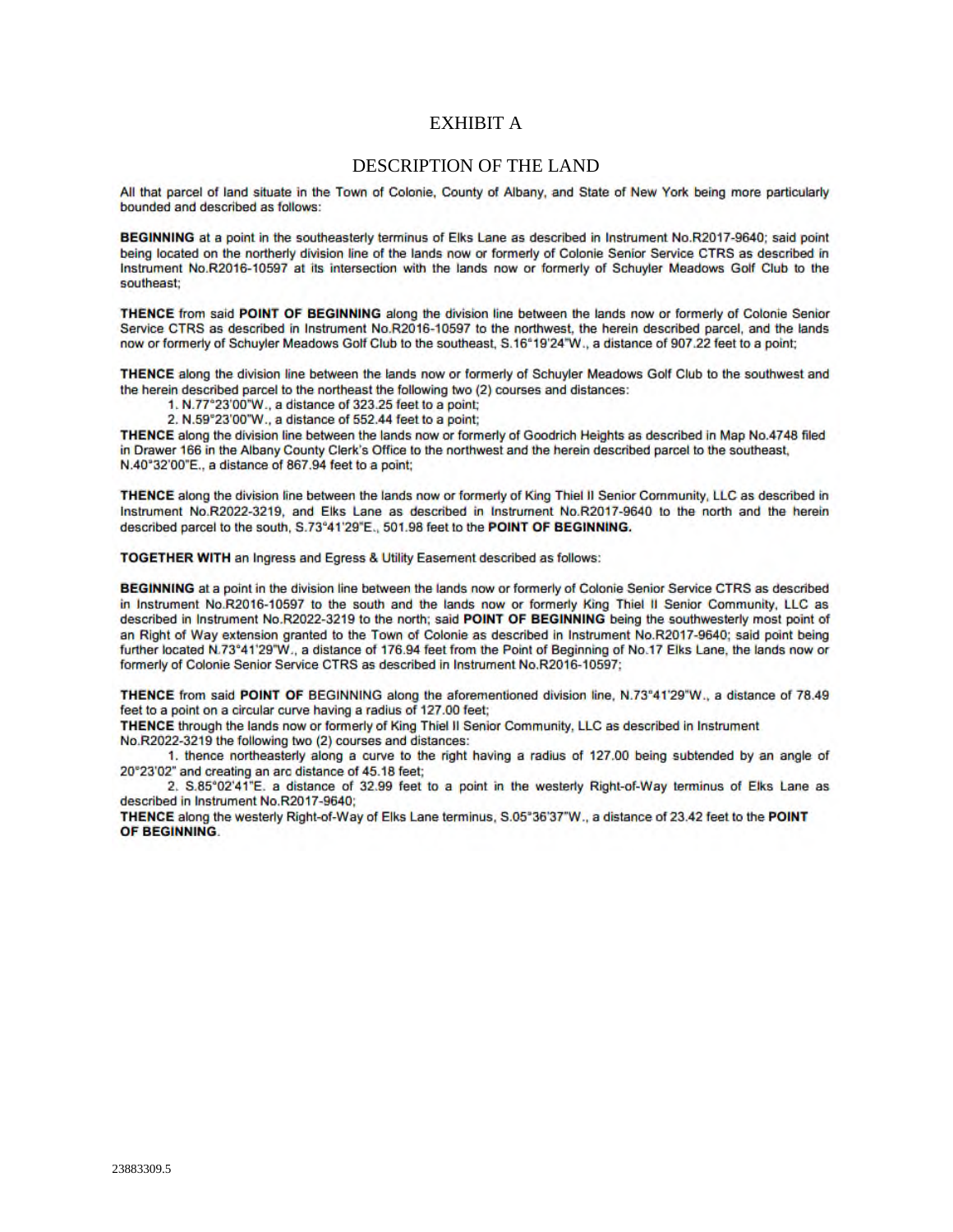# EXHIBIT A

## DESCRIPTION OF THE LAND

All that parcel of land situate in the Town of Colonie, County of Albany, and State of New York being more particularly bounded and described as follows:

**BEGINNING** at a point in the southeasterly terminus of Elks Lane as described in Instrument No.R2017-9640; said point being located on the northerly division line of the lands now or formerly of Colonie Senior Service CTRS as described in Instrument No.R2016-10597 at its intersection with the lands now or formerly of Schuyler Meadows Golf Club to the southeast;

**THENCE** from said **POINT OF BEGINNING** along the division line between the lands now or formerly of Colonie Senior Service CTRS as described in Instrument No.R2016-10597 to the northwest, the herein described parcel, and the lands now or formerly of Schuyler Meadows Golf Club to the southeast, S.16°19'24"W., a distance of 907.22 feet to a point;

**THENCE** along the division line between the lands now or formerly of Schuyler Meadows Golf Club to the southwest and the herein described parcel to the northeast the following two (2) courses and distances:

1. N.77°23'00"W., a distance of 323.25 feet to a point;
2. N.59°23'00"W., a distance of 552.44 feet to a point;

**THENCE** along the division line between the lands now or formerly of Goodrich Heights as described in Map No.4748 filed in Drawer 166 in the Albany County Clerk's Office to the northwest and the herein described parcel to the southeast, N.40°32'00"E., a distance of 867.94 feet to a point;

**THENCE** along the division line between the lands now or formerly of King Thiel II Senior Community, LLC as described in Instrument No.R2022-3219, and Elks Lane as described in Instrument No.R2017-9640 to the north and the herein described parcel to the south, S.73°41'29"E., 501.98 feet to the **POINT OF BEGINNING.**

**TOGETHER WITH** an Ingress and Egress & Utility Easement described as follows:

**BEGINNING** at a point in the division line between the lands now or formerly of Colonie Senior Service CTRS as described in Instrument No.R2016-10597 to the south and the lands now or formerly King Thiel II Senior Community, LLC as described in Instrument No.R2022-3219 to the north; said **POINT OF BEGINNING** being the southwesterly most point of an Right of Way extension granted to the Town of Colonie as described in Instrument No.R2017-9640; said point being further located N.73°41'29"W., a distance of 176.94 feet from the Point of Beginning of No.17 Elks Lane, the lands now or formerly of Colonie Senior Service CTRS as described in Instrument No.R2016-10597;

**THENCE** from said **POINT OF** BEGINNING along the aforementioned division line, N.73°41'29"W., a distance of 78.49 feet to a point on a circular curve having a radius of 127.00 feet;

**THENCE** through the lands now or formerly of King Thiel II Senior Community, LLC as described in Instrument No.R2022-3219 the following two (2) courses and distances:

1. thence northeasterly along a curve to the right having a radius of 127.00 being subtended by an angle of 20°23'02" and creating an arc distance of 45.18 feet;
2. S.85°02'41"E. a distance of 32.99 feet to a point in the westerly Right-of-Way terminus of Elks Lane as described in Instrument No.R2017-9640;

**THENCE** along the westerly Right-of-Way of Elks Lane terminus, S.05°36'37"W., a distance of 23.42 feet to the **POINT OF BEGINNING**.

23883309.5